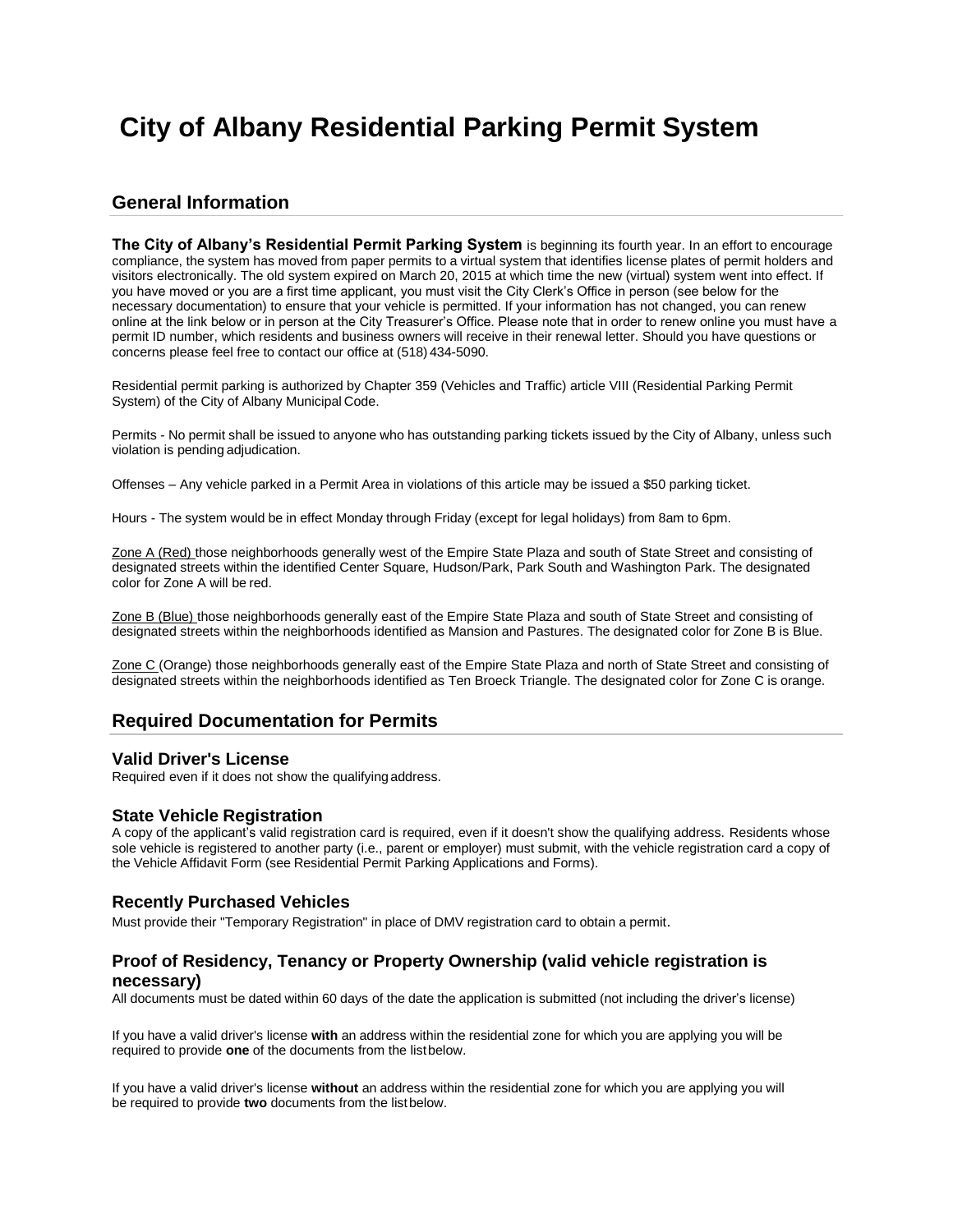# City of Albany Residential Parking Permit System

## General Information

**The City of Albany's Residential Permit Parking System** is beginning its fourth year. In an effort to encourage compliance, the system has moved from paper permits to a virtual system that identifies license plates of permit holders and visitors electronically. The old system expired on March 20, 2015 at which time the new (virtual) system went into effect. If you have moved or you are a first time applicant, you must visit the City Clerk's Office in person (see below for the necessary documentation) to ensure that your vehicle is permitted. If your information has not changed, you can renew online at the link below or in person at the City Treasurer's Office. Please note that in order to renew online you must have a permit ID number, which residents and business owners will receive in their renewal letter. Should you have questions or concerns please feel free to contact our office at (518) 434-5090.

Residential permit parking is authorized by Chapter 359 (Vehicles and Traffic) article VIII (Residential Parking Permit System) of the City of Albany Municipal Code.

Permits - No permit shall be issued to anyone who has outstanding parking tickets issued by the City of Albany, unless such violation is pending adjudication.

Offenses – Any vehicle parked in a Permit Area in violations of this article may be issued a $50 parking ticket.

Hours - The system would be in effect Monday through Friday (except for legal holidays) from 8am to 6pm.

Zone A (Red) those neighborhoods generally west of the Empire State Plaza and south of State Street and consisting of designated streets within the identified Center Square, Hudson/Park, Park South and Washington Park. The designated color for Zone A will be red.

Zone B (Blue) those neighborhoods generally east of the Empire State Plaza and south of State Street and consisting of designated streets within the neighborhoods identified as Mansion and Pastures. The designated color for Zone B is Blue.

Zone C (Orange) those neighborhoods generally east of the Empire State Plaza and north of State Street and consisting of designated streets within the neighborhoods identified as Ten Broeck Triangle. The designated color for Zone C is orange.

## Required Documentation for Permits

### Valid Driver's License

Required even if it does not show the qualifying address.

### State Vehicle Registration

A copy of the applicant's valid registration card is required, even if it doesn't show the qualifying address. Residents whose sole vehicle is registered to another party (i.e., parent or employer) must submit, with the vehicle registration card a copy of the Vehicle Affidavit Form (see Residential Permit Parking Applications and Forms).

### Recently Purchased Vehicles

Must provide their "Temporary Registration" in place of DMV registration card to obtain a permit.

### Proof of Residency, Tenancy or Property Ownership (valid vehicle registration is necessary)

All documents must be dated within 60 days of the date the application is submitted (not including the driver's license)

If you have a valid driver's license **with** an address within the residential zone for which you are applying you will be required to provide **one** of the documents from the list below.

If you have a valid driver's license **without** an address within the residential zone for which you are applying you will be required to provide **two** documents from the list below.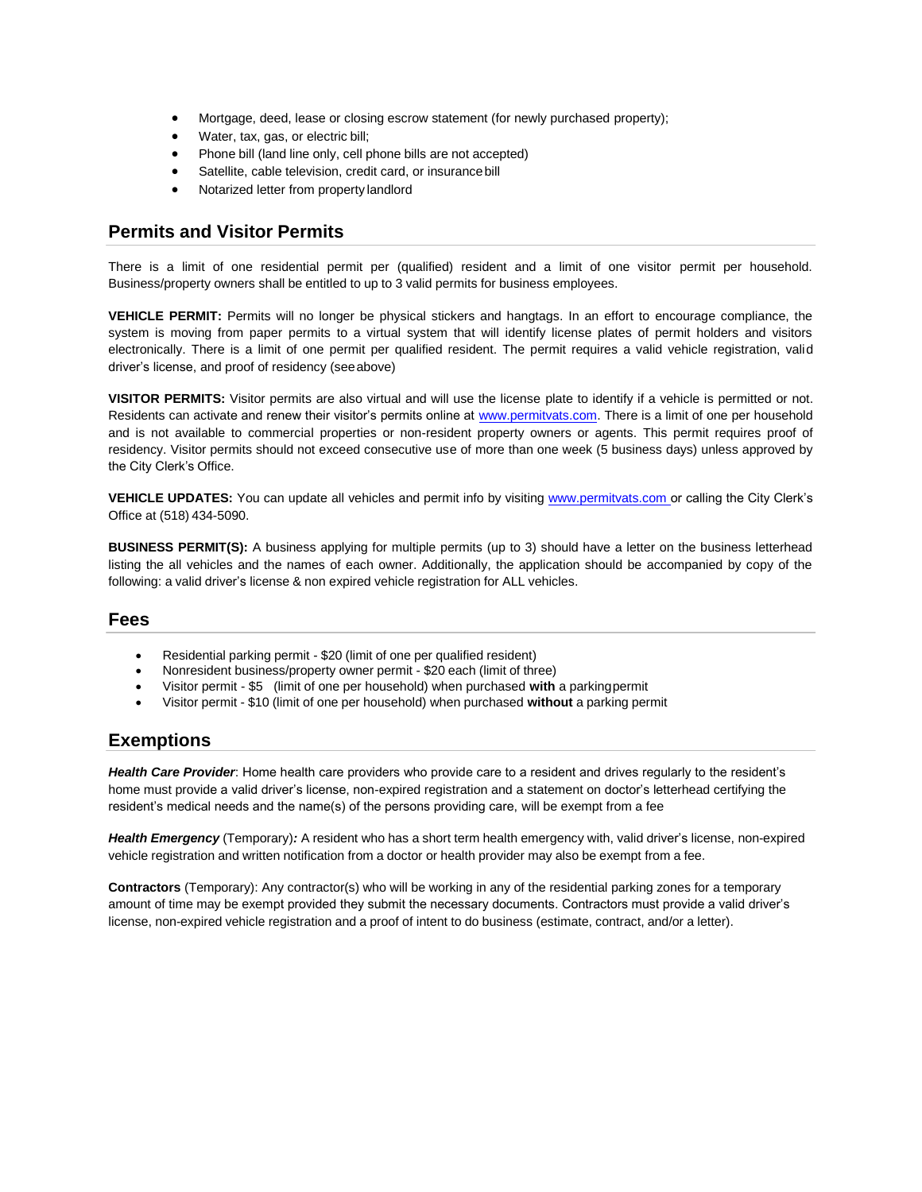- Mortgage, deed, lease or closing escrow statement (for newly purchased property);
- Water, tax, gas, or electric bill;
- Phone bill (land line only, cell phone bills are not accepted)
- Satellite, cable television, credit card, or insurance bill
- Notarized letter from property landlord

## Permits and Visitor Permits

There is a limit of one residential permit per (qualified) resident and a limit of one visitor permit per household. Business/property owners shall be entitled to up to 3 valid permits for business employees.

**VEHICLE PERMIT:** Permits will no longer be physical stickers and hangtags. In an effort to encourage compliance, the system is moving from paper permits to a virtual system that will identify license plates of permit holders and visitors electronically. There is a limit of one permit per qualified resident. The permit requires a valid vehicle registration, valid driver's license, and proof of residency (see above)

**VISITOR PERMITS:** Visitor permits are also virtual and will use the license plate to identify if a vehicle is permitted or not. Residents can activate and renew their visitor's permits online at www.permitvats.com. There is a limit of one per household and is not available to commercial properties or non-resident property owners or agents. This permit requires proof of residency. Visitor permits should not exceed consecutive use of more than one week (5 business days) unless approved by the City Clerk's Office.

**VEHICLE UPDATES:** You can update all vehicles and permit info by visiting www.permitvats.com or calling the City Clerk's Office at (518) 434-5090.

**BUSINESS PERMIT(S):** A business applying for multiple permits (up to 3) should have a letter on the business letterhead listing the all vehicles and the names of each owner. Additionally, the application should be accompanied by copy of the following: a valid driver's license & non expired vehicle registration for ALL vehicles.

## Fees

- Residential parking permit - $20 (limit of one per qualified resident)
- Nonresident business/property owner permit - $20 each (limit of three)
- Visitor permit - $5 (limit of one per household) when purchased **with** a parking permit
- Visitor permit - $10 (limit of one per household) when purchased **without** a parking permit

## Exemptions

***Health Care Provider***: Home health care providers who provide care to a resident and drives regularly to the resident's home must provide a valid driver's license, non-expired registration and a statement on doctor's letterhead certifying the resident's medical needs and the name(s) of the persons providing care, will be exempt from a fee

***Health Emergency*** (Temporary)***:*** A resident who has a short term health emergency with, valid driver's license, non-expired vehicle registration and written notification from a doctor or health provider may also be exempt from a fee.

**Contractors** (Temporary): Any contractor(s) who will be working in any of the residential parking zones for a temporary amount of time may be exempt provided they submit the necessary documents. Contractors must provide a valid driver's license, non-expired vehicle registration and a proof of intent to do business (estimate, contract, and/or a letter).